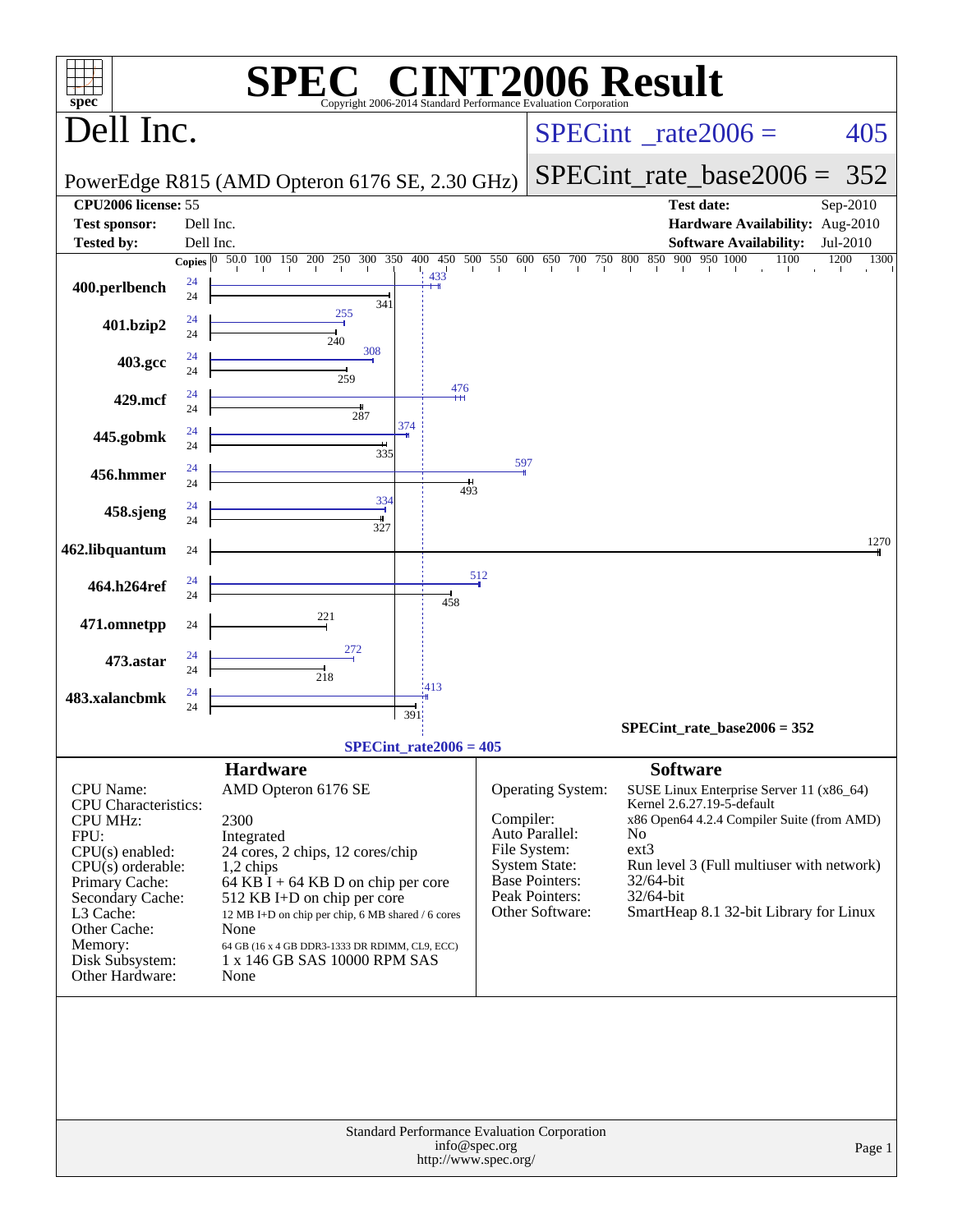# SPEC CINT2006 Result

Copyright 2006-2014 Standard Performance Evaluation Corporation

## Dell Inc.

PowerEdge R815 (AMD Opteron 6176 SE, 2.30 GHz)

SPECint_rate2006 = 405

SPECint_rate_base2006 = 352

| | | | |
|---|---|---|---|
| **CPU2006 license:** | 55 | **Test date:** | Sep-2010 |
| **Test sponsor:** | Dell Inc. | **Hardware Availability:** | Aug-2010 |
| **Tested by:** | Dell Inc. | **Software Availability:** | Jul-2010 |

| Benchmark | Copies (peak) | Copies (base) | Peak | Base |
|---|---|---|---|---|
| 400.perlbench | 24 | 24 | 433 | 341 |
| 401.bzip2 | 24 | 24 | 255 | 240 |
| 403.gcc | 24 | 24 | 308 | 259 |
| 429.mcf | 24 | 24 | 476 | 287 |
| 445.gobmk | 24 | 24 | 374 | 335 |
| 456.hmmer | 24 | 24 | 597 | 493 |
| 458.sjeng | 24 | 24 | 334 | 327 |
| 462.libquantum | | 24 | | 1270 |
| 464.h264ref | 24 | 24 | 512 | 458 |
| 471.omnetpp | | 24 | | 221 |
| 473.astar | 24 | 24 | 272 | 218 |
| 483.xalancbmk | 24 | 24 | 413 | 391 |

SPECint_rate_base2006 = 352

SPECint_rate2006 = 405

## Hardware

| | |
|---|---|
| CPU Name: | AMD Opteron 6176 SE |
| CPU Characteristics: | |
| CPU MHz: | 2300 |
| FPU: | Integrated |
| CPU(s) enabled: | 24 cores, 2 chips, 12 cores/chip |
| CPU(s) orderable: | 1,2 chips |
| Primary Cache: | 64 KB I + 64 KB D on chip per core |
| Secondary Cache: | 512 KB I+D on chip per core |
| L3 Cache: | 12 MB I+D on chip per chip, 6 MB shared / 6 cores |
| Other Cache: | None |
| Memory: | 64 GB (16 x 4 GB DDR3-1333 DR RDIMM, CL9, ECC) |
| Disk Subsystem: | 1 x 146 GB SAS 10000 RPM SAS |
| Other Hardware: | None |

## Software

| | |
|---|---|
| Operating System: | SUSE Linux Enterprise Server 11 (x86_64) Kernel 2.6.27.19-5-default |
| Compiler: | x86 Open64 4.2.4 Compiler Suite (from AMD) |
| Auto Parallel: | No |
| File System: | ext3 |
| System State: | Run level 3 (Full multiuser with network) |
| Base Pointers: | 32/64-bit |
| Peak Pointers: | 32/64-bit |
| Other Software: | SmartHeap 8.1 32-bit Library for Linux |

Standard Performance Evaluation Corporation
info@spec.org
http://www.spec.org/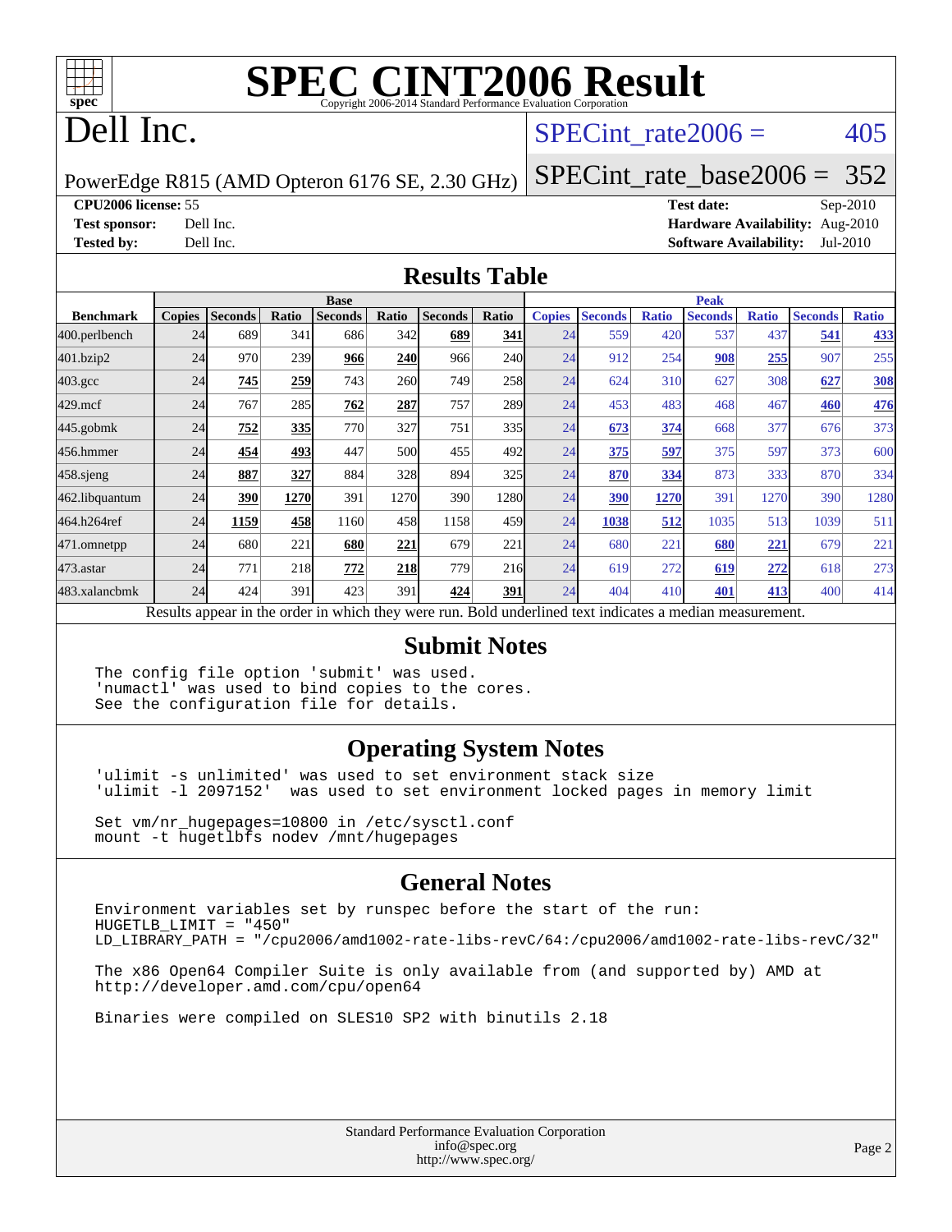# SPEC CINT2006 Result

Copyright 2006-2014 Standard Performance Evaluation Corporation

# Dell Inc.

PowerEdge R815 (AMD Opteron 6176 SE, 2.30 GHz)

SPECint_rate2006 = 405

SPECint_rate_base2006 = 352

**CPU2006 license:** 55
**Test sponsor:** Dell Inc.
**Tested by:** Dell Inc.

**Test date:** Sep-2010
**Hardware Availability:** Aug-2010
**Software Availability:** Jul-2010

## Results Table

| | Base | | | | | | | Peak | | | | | | |
|---|---|---|---|---|---|---|---|---|---|---|---|---|---|---|
| **Benchmark** | **Copies** | **Seconds** | **Ratio** | **Seconds** | **Ratio** | **Seconds** | **Ratio** | **Copies** | **Seconds** | **Ratio** | **Seconds** | **Ratio** | **Seconds** | **Ratio** |
| 400.perlbench | 24 | 689 | 341 | 686 | 342 | **689** | **341** | 24 | 559 | 420 | 537 | 437 | **541** | **433** |
| 401.bzip2 | 24 | 970 | 239 | **966** | **240** | 966 | 240 | 24 | 912 | 254 | **908** | **255** | 907 | 255 |
| 403.gcc | 24 | **745** | **259** | 743 | 260 | 749 | 258 | 24 | 624 | 310 | 627 | 308 | **627** | **308** |
| 429.mcf | 24 | 767 | 285 | **762** | **287** | 757 | 289 | 24 | 453 | 483 | 468 | 467 | **460** | **476** |
| 445.gobmk | 24 | **752** | **335** | 770 | 327 | 751 | 335 | 24 | **673** | **374** | 668 | 377 | 676 | 373 |
| 456.hmmer | 24 | **454** | **493** | 447 | 500 | 455 | 492 | 24 | **375** | **597** | 375 | 597 | 373 | 600 |
| 458.sjeng | 24 | **887** | **327** | 884 | 328 | 894 | 325 | 24 | **870** | **334** | 873 | 333 | 870 | 334 |
| 462.libquantum | 24 | **390** | **1270** | 391 | 1270 | 390 | 1280 | 24 | **390** | **1270** | 391 | 1270 | 390 | 1280 |
| 464.h264ref | 24 | **1159** | **458** | 1160 | 458 | 1158 | 459 | 24 | **1038** | **512** | 1035 | 513 | 1039 | 511 |
| 471.omnetpp | 24 | 680 | 221 | **680** | **221** | 679 | 221 | 24 | 680 | 221 | **680** | **221** | 679 | 221 |
| 473.astar | 24 | 771 | 218 | **772** | **218** | 779 | 216 | 24 | 619 | 272 | **619** | **272** | 618 | 273 |
| 483.xalancbmk | 24 | 424 | 391 | 423 | 391 | **424** | **391** | 24 | 404 | 410 | **401** | **413** | 400 | 414 |

Results appear in the order in which they were run. Bold underlined text indicates a median measurement.

## Submit Notes

```
The config file option 'submit' was used.
'numactl' was used to bind copies to the cores.
See the configuration file for details.
```

## Operating System Notes

```
'ulimit -s unlimited' was used to set environment stack size
'ulimit -l 2097152'  was used to set environment locked pages in memory limit

Set vm/nr_hugepages=10800 in /etc/sysctl.conf
mount -t hugetlbfs nodev /mnt/hugepages
```

## General Notes

```
Environment variables set by runspec before the start of the run:
HUGETLB_LIMIT = "450"
LD_LIBRARY_PATH = "/cpu2006/amd1002-rate-libs-revC/64:/cpu2006/amd1002-rate-libs-revC/32"

The x86 Open64 Compiler Suite is only available from (and supported by) AMD at
http://developer.amd.com/cpu/open64

Binaries were compiled on SLES10 SP2 with binutils 2.18
```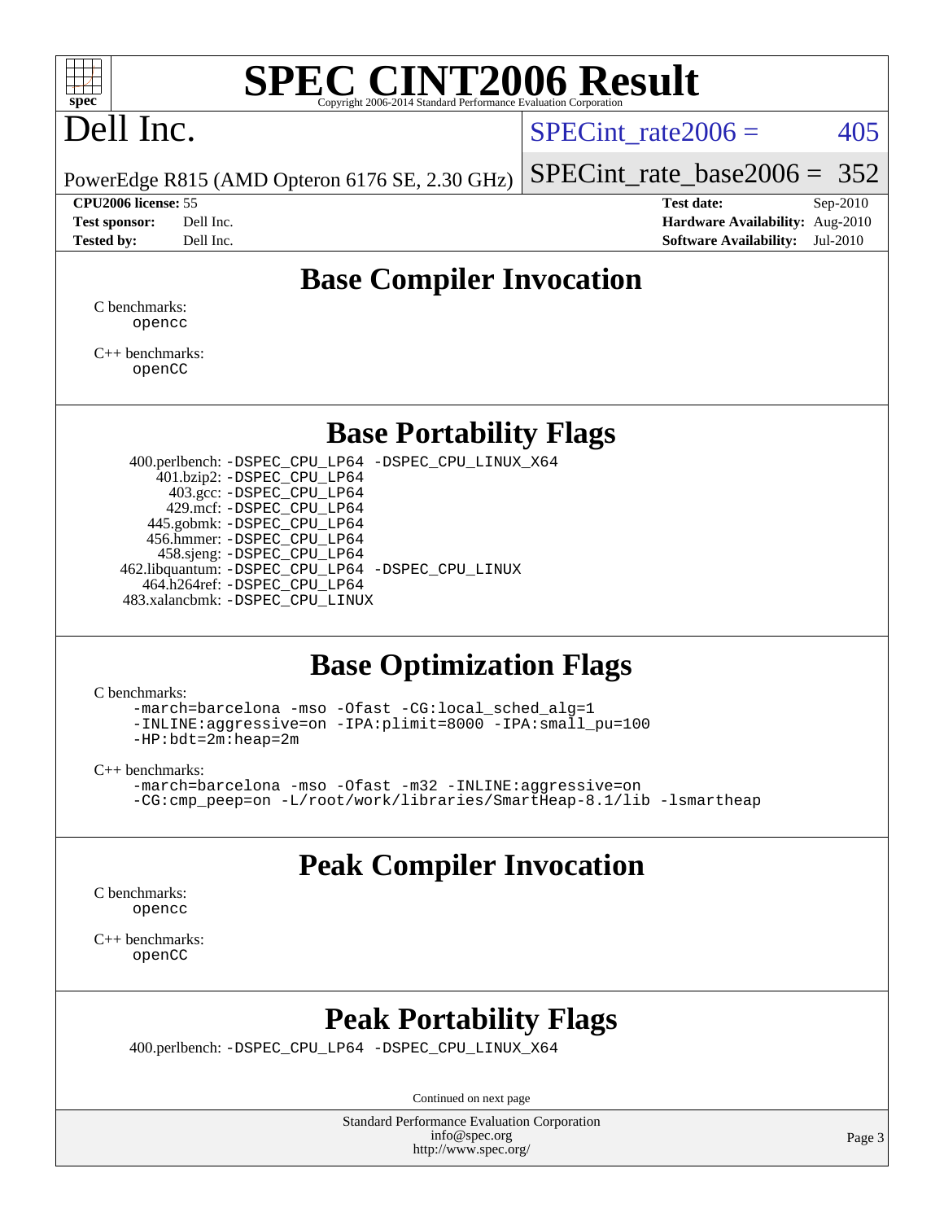# SPEC CINT2006 Result

Copyright 2006-2014 Standard Performance Evaluation Corporation

## Dell Inc.

PowerEdge R815 (AMD Opteron 6176 SE, 2.30 GHz)

SPECint_rate2006 = 405

SPECint_rate_base2006 = 352

**CPU2006 license:** 55
**Test sponsor:** Dell Inc.
**Tested by:** Dell Inc.

**Test date:** Sep-2010
**Hardware Availability:** Aug-2010
**Software Availability:** Jul-2010

## Base Compiler Invocation

C benchmarks:
`opencc`

C++ benchmarks:
`openCC`

## Base Portability Flags

400.perlbench: `-DSPEC_CPU_LP64 -DSPEC_CPU_LINUX_X64`
401.bzip2: `-DSPEC_CPU_LP64`
403.gcc: `-DSPEC_CPU_LP64`
429.mcf: `-DSPEC_CPU_LP64`
445.gobmk: `-DSPEC_CPU_LP64`
456.hmmer: `-DSPEC_CPU_LP64`
458.sjeng: `-DSPEC_CPU_LP64`
462.libquantum: `-DSPEC_CPU_LP64 -DSPEC_CPU_LINUX`
464.h264ref: `-DSPEC_CPU_LP64`
483.xalancbmk: `-DSPEC_CPU_LINUX`

## Base Optimization Flags

C benchmarks:
```
-march=barcelona -mso -Ofast -CG:local_sched_alg=1
-INLINE:aggressive=on -IPA:plimit=8000 -IPA:small_pu=100
-HP:bdt=2m:heap=2m
```

C++ benchmarks:
```
-march=barcelona -mso -Ofast -m32 -INLINE:aggressive=on
-CG:cmp_peep=on -L/root/work/libraries/SmartHeap-8.1/lib -lsmartheap
```

## Peak Compiler Invocation

C benchmarks:
`opencc`

C++ benchmarks:
`openCC`

## Peak Portability Flags

400.perlbench: `-DSPEC_CPU_LP64 -DSPEC_CPU_LINUX_X64`

Continued on next page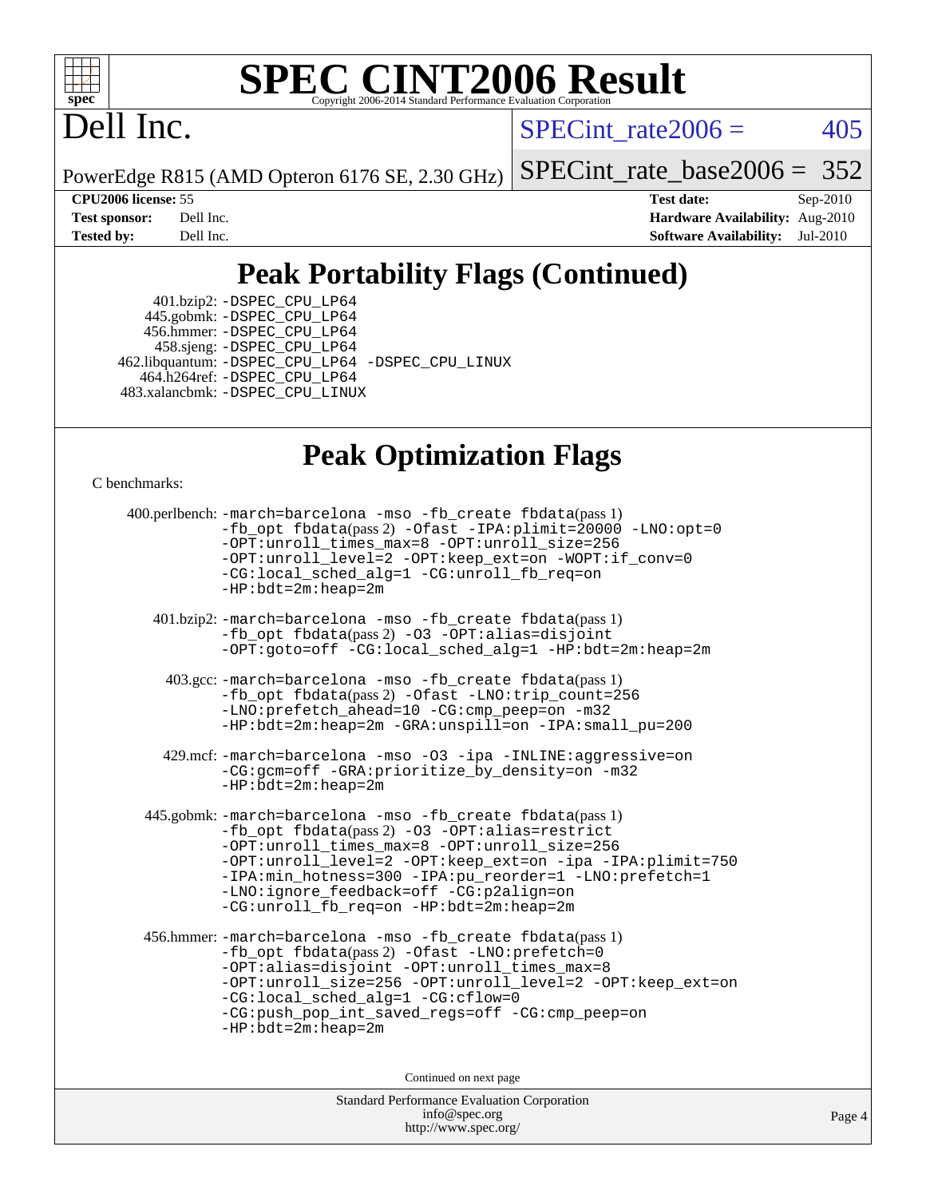# SPEC CINT2006 Result

Copyright 2006-2014 Standard Performance Evaluation Corporation

Dell Inc.

PowerEdge R815 (AMD Opteron 6176 SE, 2.30 GHz)

SPECint_rate2006 = 405

SPECint_rate_base2006 = 352

**CPU2006 license:** 55
**Test sponsor:** Dell Inc.
**Tested by:** Dell Inc.

**Test date:** Sep-2010
**Hardware Availability:** Aug-2010
**Software Availability:** Jul-2010

## Peak Portability Flags (Continued)

401.bzip2: -DSPEC_CPU_LP64
445.gobmk: -DSPEC_CPU_LP64
456.hmmer: -DSPEC_CPU_LP64
458.sjeng: -DSPEC_CPU_LP64
462.libquantum: -DSPEC_CPU_LP64 -DSPEC_CPU_LINUX
464.h264ref: -DSPEC_CPU_LP64
483.xalancbmk: -DSPEC_CPU_LINUX

## Peak Optimization Flags

C benchmarks:

400.perlbench: -march=barcelona -mso -fb_create fbdata(pass 1) -fb_opt fbdata(pass 2) -Ofast -IPA:plimit=20000 -LNO:opt=0 -OPT:unroll_times_max=8 -OPT:unroll_size=256 -OPT:unroll_level=2 -OPT:keep_ext=on -WOPT:if_conv=0 -CG:local_sched_alg=1 -CG:unroll_fb_req=on -HP:bdt=2m:heap=2m

401.bzip2: -march=barcelona -mso -fb_create fbdata(pass 1) -fb_opt fbdata(pass 2) -O3 -OPT:alias=disjoint -OPT:goto=off -CG:local_sched_alg=1 -HP:bdt=2m:heap=2m

403.gcc: -march=barcelona -mso -fb_create fbdata(pass 1) -fb_opt fbdata(pass 2) -Ofast -LNO:trip_count=256 -LNO:prefetch_ahead=10 -CG:cmp_peep=on -m32 -HP:bdt=2m:heap=2m -GRA:unspill=on -IPA:small_pu=200

429.mcf: -march=barcelona -mso -O3 -ipa -INLINE:aggressive=on -CG:gcm=off -GRA:prioritize_by_density=on -m32 -HP:bdt=2m:heap=2m

445.gobmk: -march=barcelona -mso -fb_create fbdata(pass 1) -fb_opt fbdata(pass 2) -O3 -OPT:alias=restrict -OPT:unroll_times_max=8 -OPT:unroll_size=256 -OPT:unroll_level=2 -OPT:keep_ext=on -ipa -IPA:plimit=750 -IPA:min_hotness=300 -IPA:pu_reorder=1 -LNO:prefetch=1 -LNO:ignore_feedback=off -CG:p2align=on -CG:unroll_fb_req=on -HP:bdt=2m:heap=2m

456.hmmer: -march=barcelona -mso -fb_create fbdata(pass 1) -fb_opt fbdata(pass 2) -Ofast -LNO:prefetch=0 -OPT:alias=disjoint -OPT:unroll_times_max=8 -OPT:unroll_size=256 -OPT:unroll_level=2 -OPT:keep_ext=on -CG:local_sched_alg=1 -CG:cflow=0 -CG:push_pop_int_saved_regs=off -CG:cmp_peep=on -HP:bdt=2m:heap=2m

Continued on next page

Standard Performance Evaluation Corporation
info@spec.org
http://www.spec.org/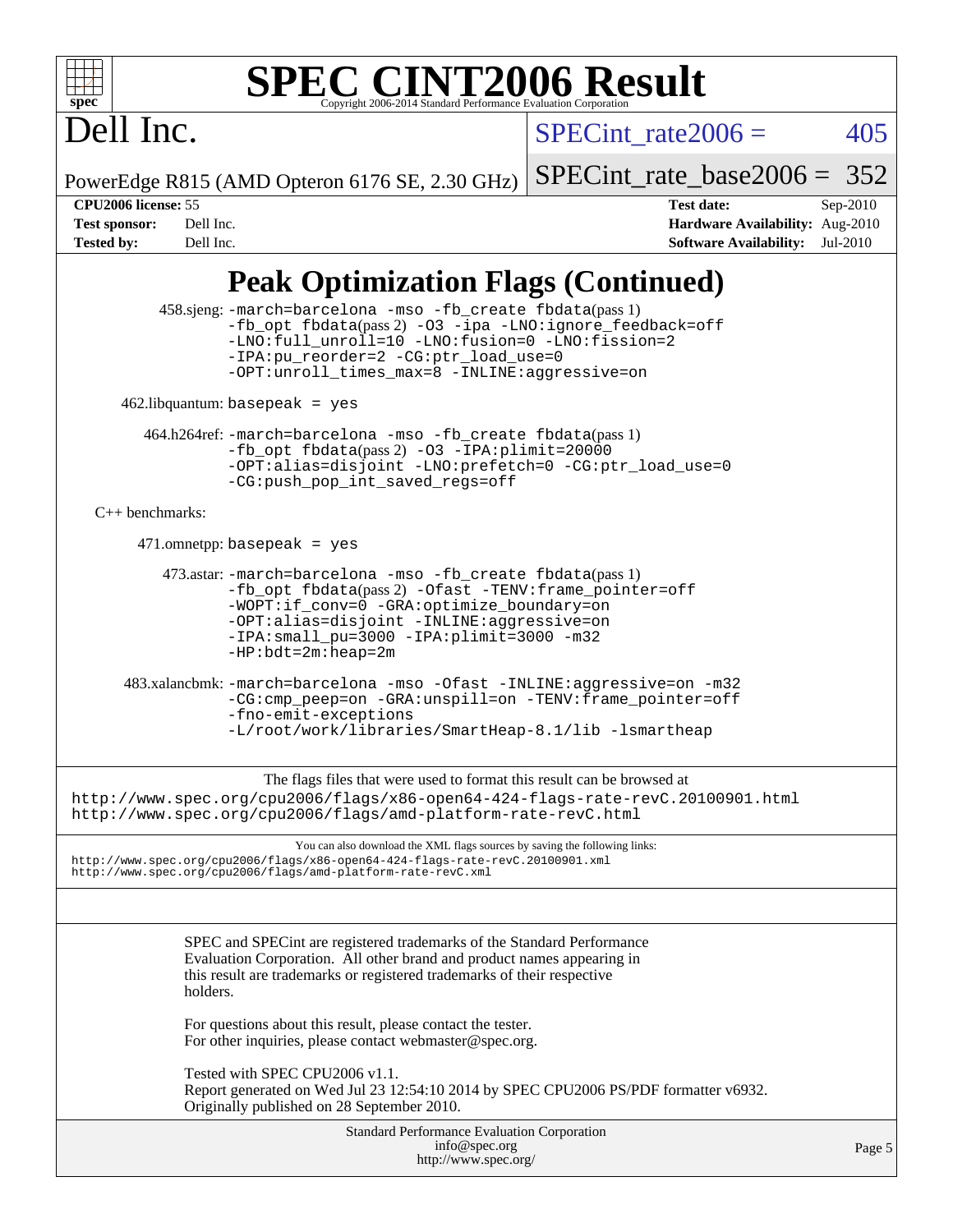# Peak Optimization Flags (Continued)

458.sjeng: -march=barcelona -mso -fb_create fbdata(pass 1) -fb_opt fbdata(pass 2) -O3 -ipa -LNO:ignore_feedback=off -LNO:full_unroll=10 -LNO:fusion=0 -LNO:fission=2 -IPA:pu_reorder=2 -CG:ptr_load_use=0 -OPT:unroll_times_max=8 -INLINE:aggressive=on

462.libquantum: basepeak = yes

464.h264ref: -march=barcelona -mso -fb_create fbdata(pass 1) -fb_opt fbdata(pass 2) -O3 -IPA:plimit=20000 -OPT:alias=disjoint -LNO:prefetch=0 -CG:ptr_load_use=0 -CG:push_pop_int_saved_regs=off

C++ benchmarks:

471.omnetpp: basepeak = yes

473.astar: -march=barcelona -mso -fb_create fbdata(pass 1) -fb_opt fbdata(pass 2) -Ofast -TENV:frame_pointer=off -WOPT:if_conv=0 -GRA:optimize_boundary=on -OPT:alias=disjoint -INLINE:aggressive=on -IPA:small_pu=3000 -IPA:plimit=3000 -m32 -HP:bdt=2m:heap=2m

483.xalancbmk: -march=barcelona -mso -Ofast -INLINE:aggressive=on -m32 -CG:cmp_peep=on -GRA:unspill=on -TENV:frame_pointer=off -fno-emit-exceptions -L/root/work/libraries/SmartHeap-8.1/lib -lsmartheap

The flags files that were used to format this result can be browsed at
http://www.spec.org/cpu2006/flags/x86-open64-424-flags-rate-revC.20100901.html
http://www.spec.org/cpu2006/flags/amd-platform-rate-revC.html

You can also download the XML flags sources by saving the following links:
http://www.spec.org/cpu2006/flags/x86-open64-424-flags-rate-revC.20100901.xml
http://www.spec.org/cpu2006/flags/amd-platform-rate-revC.xml

SPEC and SPECint are registered trademarks of the Standard Performance Evaluation Corporation. All other brand and product names appearing in this result are trademarks or registered trademarks of their respective holders.

For questions about this result, please contact the tester.
For other inquiries, please contact webmaster@spec.org.

Tested with SPEC CPU2006 v1.1.
Report generated on Wed Jul 23 12:54:10 2014 by SPEC CPU2006 PS/PDF formatter v6932.
Originally published on 28 September 2010.